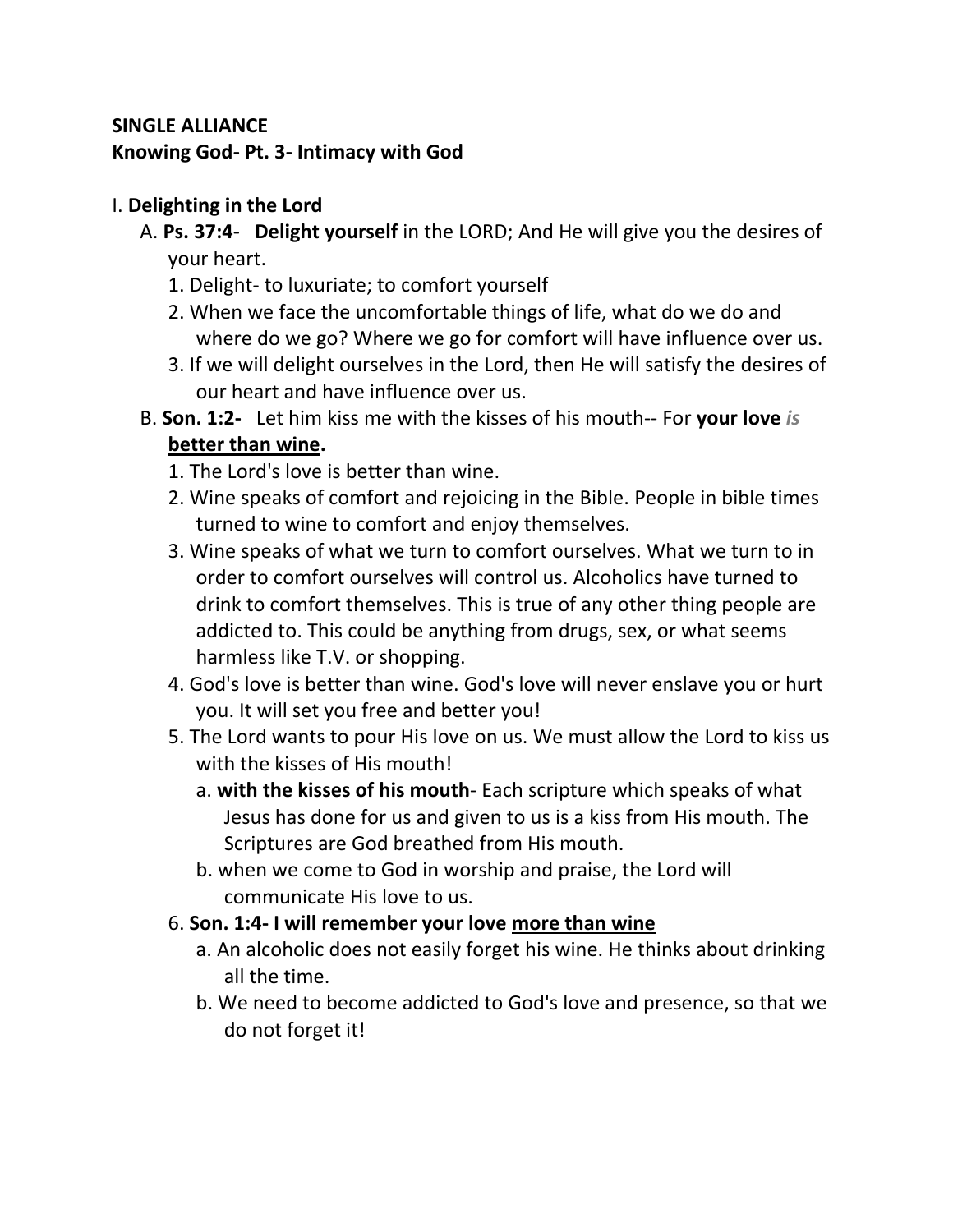**SINGLE ALLIANCE**
**Knowing God- Pt. 3- Intimacy with God**

I. **Delighting in the Lord**

A. **Ps. 37:4**- **Delight yourself** in the LORD; And He will give you the desires of your heart.

1. Delight- to luxuriate; to comfort yourself
2. When we face the uncomfortable things of life, what do we do and where do we go? Where we go for comfort will have influence over us.
3. If we will delight ourselves in the Lord, then He will satisfy the desires of our heart and have influence over us.

B. **Son. 1:2-** Let him kiss me with the kisses of his mouth-- For **your love** ***is*** **<u>better than wine</u>.**

1. The Lord's love is better than wine.
2. Wine speaks of comfort and rejoicing in the Bible. People in bible times turned to wine to comfort and enjoy themselves.
3. Wine speaks of what we turn to comfort ourselves. What we turn to in order to comfort ourselves will control us. Alcoholics have turned to drink to comfort themselves. This is true of any other thing people are addicted to. This could be anything from drugs, sex, or what seems harmless like T.V. or shopping.
4. God's love is better than wine. God's love will never enslave you or hurt you. It will set you free and better you!
5. The Lord wants to pour His love on us. We must allow the Lord to kiss us with the kisses of His mouth!
   a. **with the kisses of his mouth**- Each scripture which speaks of what Jesus has done for us and given to us is a kiss from His mouth. The Scriptures are God breathed from His mouth.
   b. when we come to God in worship and praise, the Lord will communicate His love to us.
6. **Son. 1:4- I will remember your love <u>more than wine</u>**
   a. An alcoholic does not easily forget his wine. He thinks about drinking all the time.
   b. We need to become addicted to God's love and presence, so that we do not forget it!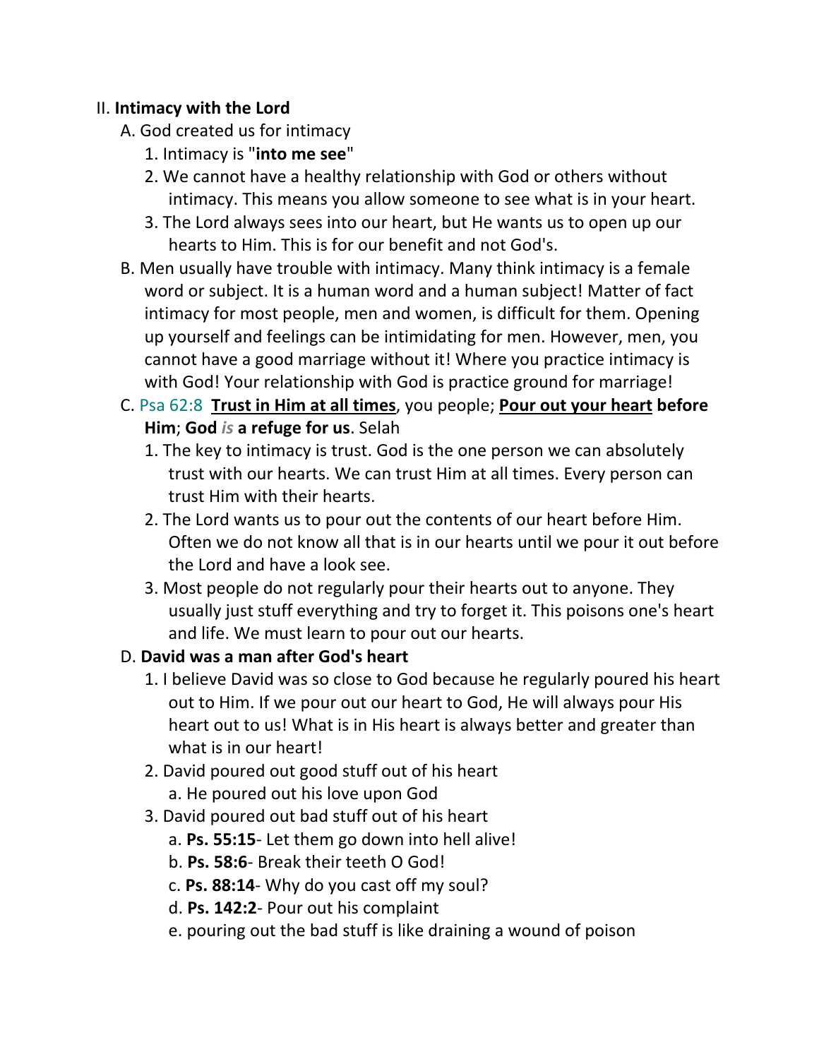II. **Intimacy with the Lord**

A. God created us for intimacy

1. Intimacy is "**into me see**"
2. We cannot have a healthy relationship with God or others without intimacy. This means you allow someone to see what is in your heart.
3. The Lord always sees into our heart, but He wants us to open up our hearts to Him. This is for our benefit and not God's.

B. Men usually have trouble with intimacy. Many think intimacy is a female word or subject. It is a human word and a human subject! Matter of fact intimacy for most people, men and women, is difficult for them. Opening up yourself and feelings can be intimidating for men. However, men, you cannot have a good marriage without it! Where you practice intimacy is with God! Your relationship with God is practice ground for marriage!

C. Psa 62:8 **<u>Trust in Him at all times</u>**, you people; **<u>Pour out your heart</u> before Him**; **God *is* a refuge for us**. Selah

1. The key to intimacy is trust. God is the one person we can absolutely trust with our hearts. We can trust Him at all times. Every person can trust Him with their hearts.
2. The Lord wants us to pour out the contents of our heart before Him. Often we do not know all that is in our hearts until we pour it out before the Lord and have a look see.
3. Most people do not regularly pour their hearts out to anyone. They usually just stuff everything and try to forget it. This poisons one's heart and life. We must learn to pour out our hearts.

D. **David was a man after God's heart**

1. I believe David was so close to God because he regularly poured his heart out to Him. If we pour out our heart to God, He will always pour His heart out to us! What is in His heart is always better and greater than what is in our heart!
2. David poured out good stuff out of his heart
   a. He poured out his love upon God
3. David poured out bad stuff out of his heart
   a. **Ps. 55:15**- Let them go down into hell alive!
   b. **Ps. 58:6**- Break their teeth O God!
   c. **Ps. 88:14**- Why do you cast off my soul?
   d. **Ps. 142:2**- Pour out his complaint
   e. pouring out the bad stuff is like draining a wound of poison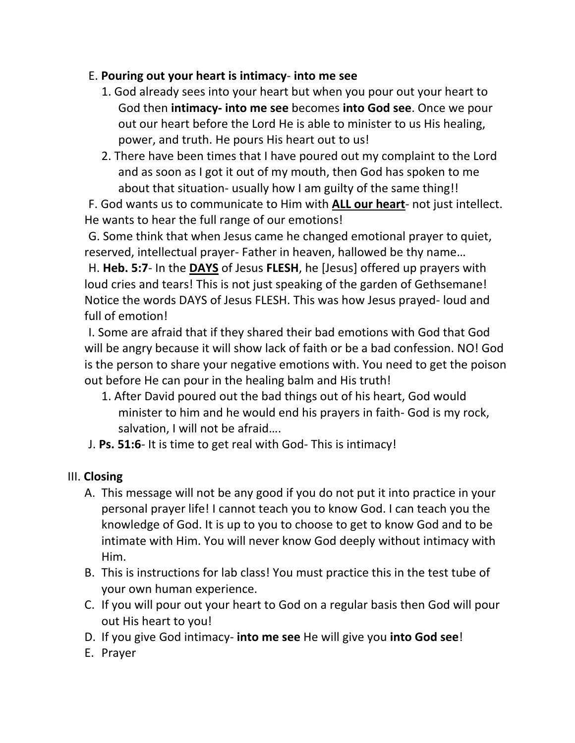E. **Pouring out your heart is intimacy**- **into me see**

1. God already sees into your heart but when you pour out your heart to God then **intimacy- into me see** becomes **into God see**. Once we pour out our heart before the Lord He is able to minister to us His healing, power, and truth. He pours His heart out to us!
2. There have been times that I have poured out my complaint to the Lord and as soon as I got it out of my mouth, then God has spoken to me about that situation- usually how I am guilty of the same thing!!

F. God wants us to communicate to Him with <u>**ALL our heart**</u>- not just intellect. He wants to hear the full range of our emotions!

G. Some think that when Jesus came he changed emotional prayer to quiet, reserved, intellectual prayer- Father in heaven, hallowed be thy name…

H. **Heb. 5:7**- In the <u>**DAYS**</u> of Jesus **FLESH**, he [Jesus] offered up prayers with loud cries and tears! This is not just speaking of the garden of Gethsemane! Notice the words DAYS of Jesus FLESH. This was how Jesus prayed- loud and full of emotion!

I. Some are afraid that if they shared their bad emotions with God that God will be angry because it will show lack of faith or be a bad confession. NO! God is the person to share your negative emotions with. You need to get the poison out before He can pour in the healing balm and His truth!

1. After David poured out the bad things out of his heart, God would minister to him and he would end his prayers in faith- God is my rock, salvation, I will not be afraid….

J. **Ps. 51:6**- It is time to get real with God- This is intimacy!

## III. Closing

A. This message will not be any good if you do not put it into practice in your personal prayer life! I cannot teach you to know God. I can teach you the knowledge of God. It is up to you to choose to get to know God and to be intimate with Him. You will never know God deeply without intimacy with Him.

B. This is instructions for lab class! You must practice this in the test tube of your own human experience.

C. If you will pour out your heart to God on a regular basis then God will pour out His heart to you!

D. If you give God intimacy- **into me see** He will give you **into God see**!

E. Prayer